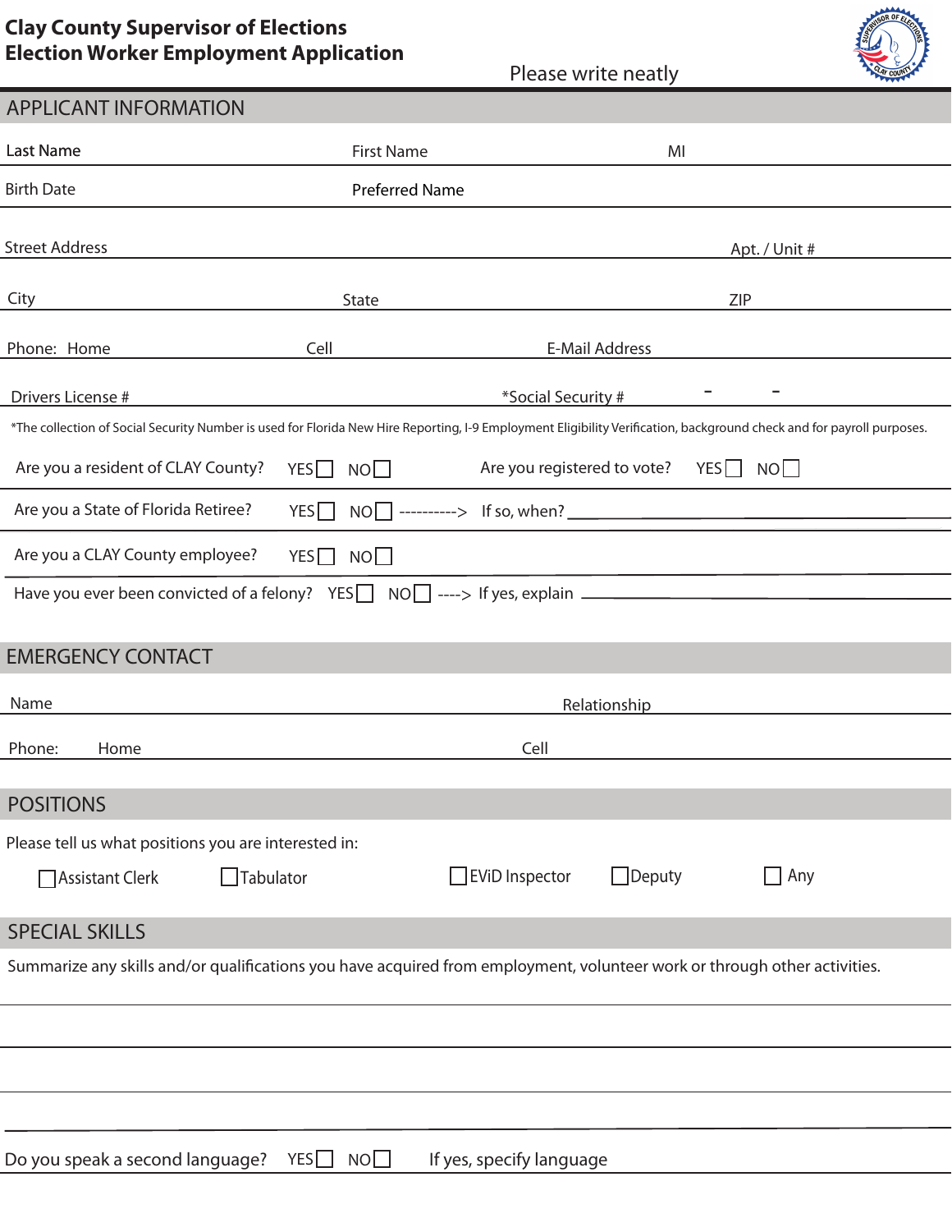**Clay County Supervisor of Elections**
**Election Worker Employment Application**

Please write neatly

## APPLICANT INFORMATION

Last Name First Name MI

Birth Date Preferred Name

Street Address Apt. / Unit #

City State ZIP

Phone: Home Cell E-Mail Address

Drivers License # *Social Security # - -

*The collection of Social Security Number is used for Florida New Hire Reporting, I-9 Employment Eligibility Verification, background check and for payroll purposes.

Are you a resident of CLAY County? YES ☐ NO ☐ Are you registered to vote? YES ☐ NO ☐

Are you a State of Florida Retiree? YES ☐ NO ☐ ----------> If so, when? ____________

Are you a CLAY County employee? YES ☐ NO ☐

Have you ever been convicted of a felony? YES ☐ NO ☐ ----> If yes, explain ____________

## EMERGENCY CONTACT

Name Relationship

Phone: Home Cell

## POSITIONS

Please tell us what positions you are interested in:

☐ Assistant Clerk ☐ Tabulator ☐ EViD Inspector ☐ Deputy ☐ Any

## SPECIAL SKILLS

Summarize any skills and/or qualifications you have acquired from employment, volunteer work or through other activities.

Do you speak a second language? YES ☐ NO ☐ If yes, specify language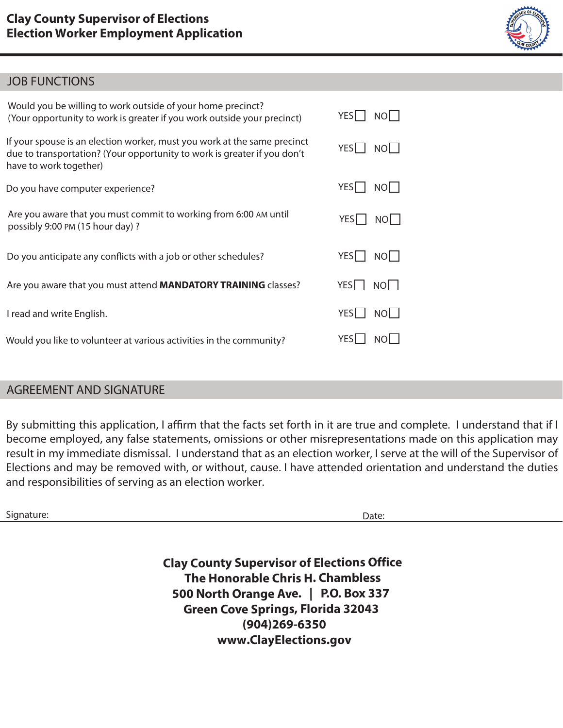# Clay County Supervisor of Elections
# Election Worker Employment Application

## JOB FUNCTIONS

| Question | YES | NO |
|---|---|---|
| Would you be willing to work outside of your home precinct? (Your opportunity to work is greater if you work outside your precinct) | ☐ | ☐ |
| If your spouse is an election worker, must you work at the same precinct due to transportation? (Your opportunity to work is greater if you don't have to work together) | ☐ | ☐ |
| Do you have computer experience? | ☐ | ☐ |
| Are you aware that you must commit to working from 6:00 AM until possibly 9:00 PM (15 hour day) ? | ☐ | ☐ |
| Do you anticipate any conflicts with a job or other schedules? | ☐ | ☐ |
| Are you aware that you must attend **MANDATORY TRAINING** classes? | ☐ | ☐ |
| I read and write English. | ☐ | ☐ |
| Would you like to volunteer at various activities in the community? | ☐ | ☐ |

## AGREEMENT AND SIGNATURE

By submitting this application, I affirm that the facts set forth in it are true and complete. I understand that if I become employed, any false statements, omissions or other misrepresentations made on this application may result in my immediate dismissal. I understand that as an election worker, I serve at the will of the Supervisor of Elections and may be removed with, or without, cause. I have attended orientation and understand the duties and responsibilities of serving as an election worker.

Signature: ______________________________ Date: ______________

**Clay County Supervisor of Elections Office**
**The Honorable Chris H. Chambless**
**500 North Orange Ave. | P.O. Box 337**
**Green Cove Springs, Florida 32043**
**(904)269-6350**
**www.ClayElections.gov**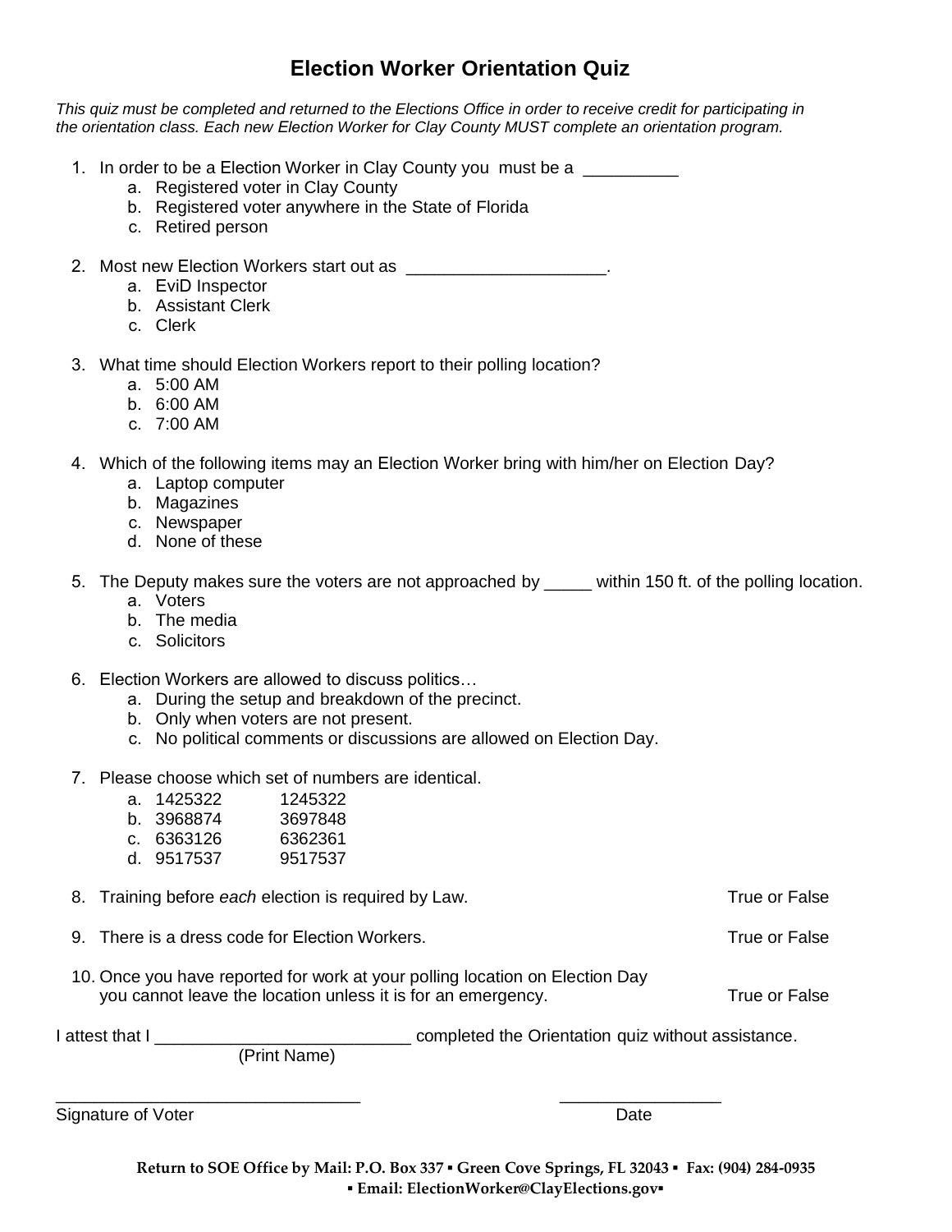# Election Worker Orientation Quiz

*This quiz must be completed and returned to the Elections Office in order to receive credit for participating in the orientation class. Each new Election Worker for Clay County MUST complete an orientation program.*

1. In order to be a Election Worker in Clay County you must be a __________
   a. Registered voter in Clay County
   b. Registered voter anywhere in the State of Florida
   c. Retired person

2. Most new Election Workers start out as ____________________.
   a. EviD Inspector
   b. Assistant Clerk
   c. Clerk

3. What time should Election Workers report to their polling location?
   a. 5:00 AM
   b. 6:00 AM
   c. 7:00 AM

4. Which of the following items may an Election Worker bring with him/her on Election Day?
   a. Laptop computer
   b. Magazines
   c. Newspaper
   d. None of these

5. The Deputy makes sure the voters are not approached by _____ within 150 ft. of the polling location.
   a. Voters
   b. The media
   c. Solicitors

6. Election Workers are allowed to discuss politics…
   a. During the setup and breakdown of the precinct.
   b. Only when voters are not present.
   c. No political comments or discussions are allowed on Election Day.

7. Please choose which set of numbers are identical.
   a. 1425322 1245322
   b. 3968874 3697848
   c. 6363126 6362361
   d. 9517537 9517537

8. Training before *each* election is required by Law. True or False

9. There is a dress code for Election Workers. True or False

10. Once you have reported for work at your polling location on Election Day you cannot leave the location unless it is for an emergency. True or False

I attest that I __________________________ completed the Orientation quiz without assistance.
(Print Name)

________________________________ _________________
Signature of Voter Date

**Return to SOE Office by Mail: P.O. Box 337 ▪ Green Cove Springs, FL 32043 ▪ Fax: (904) 284-0935 ▪ Email: ElectionWorker@ClayElections.gov▪**